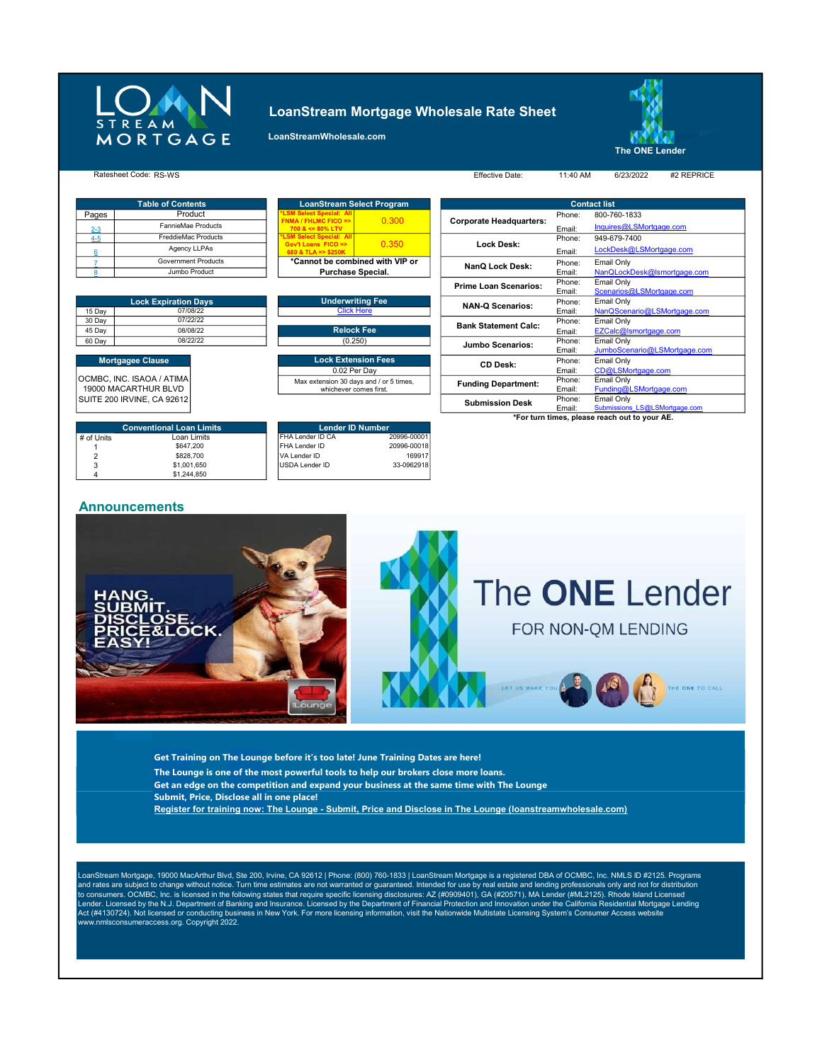# LoanStream Mortgage Wholesale Rate Sheet

LoanStreamWholesale.com

The ONE Lender

Ratesheet Code: RS-WS

Effective Date: 11:40 AM 6/23/2022 #2 REPRICE

| Table of Contents | |
|---|---|
| Pages | Product |
| 2-3 | FannieMae Products |
| 4-5 | FreddieMac Products |
| 6 | Agency LLPAs |
| 7 | Government Products |
| 8 | Jumbo Product |

| LoanStream Select Program | |
|---|---|
| *LSM Select Special: All FNMA / FHLMC FICO => 700 & <= 80% LTV | 0.300 |
| *LSM Select Special: All Gov't Loans FICO => 680 & TLA => $250K | 0.350 |
| *Cannot be combined with VIP or Purchase Special. | |

| Contact list | | |
|---|---|---|
| Corporate Headquarters: | Phone: | 800-760-1833 |
| | Email: | Inquires@LSMortgage.com |
| Lock Desk: | Phone: | 949-679-7400 |
| | Email: | LockDesk@LSMortgage.com |
| NanQ Lock Desk: | Phone: | Email Only |
| | Email: | NanQLockDesk@lsmortgage.com |
| Prime Loan Scenarios: | Phone: | Email Only |
| | Email: | Scenarios@LSMortgage.com |
| NAN-Q Scenarios: | Phone: | Email Only |
| | Email: | NanQScenario@LSMortgage.com |
| Bank Statement Calc: | Phone: | Email Only |
| | Email: | EZCalc@lsmortgage.com |
| Jumbo Scenarios: | Phone: | Email Only |
| | Email: | JumboScenario@LSMortgage.com |
| CD Desk: | Phone: | Email Only |
| | Email: | CD@LSMortgage.com |
| Funding Department: | Phone: | Email Only |
| | Email: | Funding@LSMortgage.com |
| Submission Desk | Phone: | Email Only |
| | Email: | Submissions_LS@LSMortgage.com |

*For turn times, please reach out to your AE.

| Lock Expiration Days | |
|---|---|
| 15 Day | 07/08/22 |
| 30 Day | 07/22/22 |
| 45 Day | 08/08/22 |
| 60 Day | 08/22/22 |

| Underwriting Fee |
|---|
| Click Here |

| Relock Fee |
|---|
| (0.250) |

| Lock Extension Fees |
|---|
| 0.02 Per Day |
| Max extension 30 days and / or 5 times, whichever comes first. |

**Mortgage Clause**

OCMBC, INC. ISAOA / ATIMA
19000 MACARTHUR BLVD
SUITE 200 IRVINE, CA 92612

| Conventional Loan Limits | |
|---|---|
| # of Units | Loan Limits |
| 1 | $647,200 |
| 2 | $828,700 |
| 3 | $1,001,650 |
| 4 | $1,244,850 |

| Lender ID Number | |
|---|---|
| FHA Lender ID CA | 20996-00001 |
| FHA Lender ID | 20996-00018 |
| VA Lender ID | 169917 |
| USDA Lender ID | 33-0962918 |

## Announcements

HANG. SUBMIT. DISCLOSE. PRICE&LOCK. EASY!

The ONE Lender FOR NON-QM LENDING

**Get Training on The Lounge before it's too late! June Training Dates are here!**
**The Lounge is one of the most powerful tools to help our brokers close more loans.**
**Get an edge on the competition and expand your business at the same time with The Lounge**
**Submit, Price, Disclose all in one place!**
**Register for training now: The Lounge - Submit, Price and Disclose in The Lounge (loanstreamwholesale.com)**

LoanStream Mortgage, 19000 MacArthur Blvd, Ste 200, Irvine, CA 92612 | Phone: (800) 760-1833 | LoanStream Mortgage is a registered DBA of OCMBC, Inc. NMLS ID #2125. Programs and rates are subject to change without notice. Turn time estimates are not warranted or guaranteed. Intended for use by real estate and lending professionals only and not for distribution to consumers. OCMBC, Inc. is licensed in the following states that require specific licensing disclosures: AZ (#0909401), GA (#20571), MA Lender (#ML2125). Rhode Island Licensed Lender. Licensed by the N.J. Department of Banking and Insurance. Licensed by the Department of Financial Protection and Innovation under the California Residential Mortgage Lending Act (#4130724). Not licensed or conducting business in New York. For more licensing information, visit the Nationwide Multistate Licensing System's Consumer Access website www.nmlsconsumeraccess.org. Copyright 2022.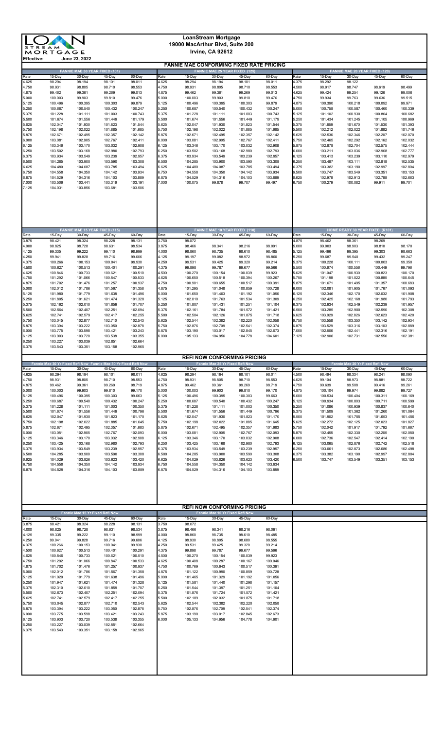**LoanStream Mortgage**
**19000 MacArthur Blvd, Suite 200**
**Irvine, CA 92612**

**Effective:** June 23, 2022

## FANNIE MAE CONFORMING FIXED RATE PRICING

### FANNIE MAE 30 YEAR FIXED (101)

| Rate | 15-Day | 30-Day | 45-Day | 60-Day |
|---|---|---|---|---|
| 4.625 | 98.294 | 98.194 | 98.101 | 98.011 |
| 4.750 | 98.931 | 98.805 | 98.710 | 98.553 |
| 4.875 | 99.462 | 99.361 | 99.269 | 99.013 |
| 5.000 | 100.003 | 99.903 | 99.810 | 99.476 |
| 5.125 | 100.496 | 100.395 | 100.303 | 99.879 |
| 5.250 | 100.687 | 100.540 | 100.432 | 100.247 |
| 5.375 | 101.228 | 101.111 | 101.003 | 100.743 |
| 5.500 | 101.674 | 101.556 | 101.449 | 101.179 |
| 5.625 | 102.047 | 101.930 | 101.823 | 101.544 |
| 5.750 | 102.198 | 102.022 | 101.885 | 101.685 |
| 5.875 | 102.671 | 102.495 | 102.357 | 102.142 |
| 6.000 | 103.081 | 102.905 | 102.767 | 102.411 |
| 6.125 | 103.346 | 103.170 | 103.032 | 102.908 |
| 6.250 | 103.502 | 103.168 | 102.980 | 102.793 |
| 6.375 | 103.934 | 103.549 | 103.239 | 102.957 |
| 6.500 | 104.285 | 103.900 | 103.590 | 103.308 |
| 6.625 | 104.480 | 104.087 | 103.785 | 103.494 |
| 6.750 | 104.558 | 104.350 | 104.142 | 103.934 |
| 6.875 | 104.529 | 104.316 | 104.103 | 103.889 |
| 7.000 | 103.506 | 103.441 | 103.316 | 103.191 |
| 7.125 | 104.031 | 103.856 | 103.681 | 103.506 |

### FANNIE MAE 25 YEAR FIXED (125)

| Rate | 15-Day | 30-Day | 45-Day | 60-Day |
|---|---|---|---|---|
| 4.625 | 98.294 | 98.194 | 98.101 | 98.011 |
| 4.750 | 98.931 | 98.805 | 98.710 | 98.553 |
| 4.875 | 99.462 | 99.361 | 99.269 | 99.013 |
| 5.000 | 100.003 | 99.903 | 99.810 | 99.476 |
| 5.125 | 100.496 | 100.395 | 100.303 | 99.879 |
| 5.250 | 100.687 | 100.540 | 100.432 | 100.247 |
| 5.375 | 101.228 | 101.111 | 101.003 | 100.743 |
| 5.500 | 101.674 | 101.556 | 101.449 | 101.179 |
| 5.625 | 102.047 | 101.930 | 101.823 | 101.544 |
| 5.750 | 102.198 | 102.022 | 101.885 | 101.685 |
| 5.875 | 102.671 | 102.495 | 102.357 | 102.142 |
| 6.000 | 103.081 | 102.905 | 102.767 | 102.411 |
| 6.125 | 103.346 | 103.170 | 103.032 | 102.908 |
| 6.250 | 103.502 | 103.168 | 102.980 | 102.793 |
| 6.375 | 103.934 | 103.549 | 103.239 | 102.957 |
| 6.500 | 104.285 | 103.900 | 103.590 | 103.308 |
| 6.625 | 104.480 | 104.087 | 103.785 | 103.494 |
| 6.750 | 104.558 | 104.350 | 104.142 | 103.934 |
| 6.875 | 104.529 | 104.316 | 104.103 | 103.889 |
| 7.000 | 100.075 | 99.878 | 99.707 | 99.497 |

### FANNIE MAE 20 YEAR FIXED (120)

| Rate | 15-Day | 30-Day | 45-Day | 60-Day |
|---|---|---|---|---|
| 4.375 | 98.292 | 98.122 | | |
| 4.500 | 98.917 | 98.747 | 98.619 | 98.499 |
| 4.625 | 99.424 | 99.254 | 99.126 | 99.006 |
| 4.750 | 99.934 | 99.763 | 99.636 | 99.515 |
| 4.875 | 100.390 | 100.218 | 100.092 | 99.971 |
| 5.000 | 100.758 | 100.587 | 100.460 | 100.339 |
| 5.125 | 101.102 | 100.930 | 100.804 | 100.682 |
| 5.250 | 101.434 | 101.245 | 101.105 | 100.969 |
| 5.375 | 101.859 | 101.670 | 101.530 | 101.393 |
| 5.500 | 102.212 | 102.022 | 101.882 | 101.746 |
| 5.625 | 102.536 | 102.346 | 102.207 | 102.070 |
| 5.750 | 102.465 | 102.292 | 102.162 | 102.032 |
| 5.875 | 102.878 | 102.704 | 102.575 | 102.444 |
| 6.000 | 103.211 | 103.036 | 102.908 | 102.777 |
| 6.125 | 103.413 | 103.239 | 103.110 | 102.979 |
| 6.250 | 103.487 | 103.111 | 102.818 | 102.535 |
| 6.375 | 103.382 | 103.190 | 102.997 | 102.804 |
| 6.500 | 103.747 | 103.549 | 103.351 | 103.153 |
| 6.625 | 102.978 | 102.913 | 102.788 | 102.663 |
| 6.750 | 100.279 | 100.082 | 99.911 | 99.701 |

### FANNIE MAE 15 YEAR FIXED (115)

| Rate | 15-Day | 30-Day | 45-Day | 60-Day |
|---|---|---|---|---|
| 3.875 | 98.421 | 98.324 | 98.228 | 98.131 |
| 4.000 | 98.825 | 98.728 | 98.631 | 98.534 |
| 4.125 | 99.335 | 99.222 | 99.110 | 98.999 |
| 4.250 | 99.941 | 99.828 | 99.716 | 99.606 |
| 4.375 | 100.266 | 100.153 | 100.041 | 99.930 |
| 4.500 | 100.627 | 100.513 | 100.401 | 100.291 |
| 4.625 | 100.846 | 100.733 | 100.621 | 100.510 |
| 4.750 | 101.292 | 101.066 | 100.847 | 100.533 |
| 4.875 | 101.702 | 101.476 | 101.257 | 100.937 |
| 5.000 | 102.012 | 101.786 | 101.567 | 101.358 |
| 5.125 | 101.980 | 101.779 | 101.638 | 101.496 |
| 5.250 | 101.805 | 101.621 | 101.474 | 101.328 |
| 5.375 | 102.162 | 102.010 | 101.859 | 101.707 |
| 5.500 | 102.564 | 102.407 | 102.251 | 102.094 |
| 5.625 | 102.741 | 102.579 | 102.417 | 102.255 |
| 5.750 | 103.045 | 102.877 | 102.710 | 102.543 |
| 5.875 | 103.394 | 103.222 | 103.050 | 102.878 |
| 6.000 | 103.775 | 103.598 | 103.421 | 103.243 |
| 6.125 | 103.903 | 103.720 | 103.538 | 103.355 |
| 6.250 | 103.227 | 103.039 | 102.851 | 102.664 |
| 6.375 | 103.543 | 103.351 | 103.158 | 102.965 |

### FANNIE MAE 10 YEAR FIXED (110)

| Rate | 15-Day | 30-Day | 45-Day | 60-Day |
|---|---|---|---|---|
| 3.750 | 98.072 | | | |
| 3.875 | 98.466 | 98.341 | 98.216 | 98.091 |
| 4.000 | 98.860 | 98.735 | 98.610 | 98.485 |
| 4.125 | 99.197 | 99.082 | 98.972 | 98.860 |
| 4.250 | 99.531 | 99.425 | 99.320 | 99.214 |
| 4.375 | 99.898 | 99.787 | 99.677 | 99.566 |
| 4.500 | 100.270 | 100.154 | 100.039 | 99.923 |
| 4.625 | 100.650 | 100.518 | 100.394 | 100.267 |
| 4.750 | 100.901 | 100.655 | 100.517 | 100.391 |
| 4.875 | 101.295 | 101.048 | 100.859 | 100.728 |
| 5.000 | 101.650 | 101.403 | 101.192 | 101.056 |
| 5.125 | 102.010 | 101.763 | 101.534 | 101.309 |
| 5.250 | 101.807 | 101.431 | 101.251 | 101.104 |
| 5.375 | 102.161 | 101.784 | 101.572 | 101.421 |
| 5.500 | 102.504 | 102.126 | 101.875 | 101.718 |
| 5.625 | 102.544 | 102.382 | 102.220 | 102.058 |
| 5.750 | 102.876 | 102.709 | 102.541 | 102.374 |
| 5.875 | 103.190 | 103.017 | 102.845 | 102.673 |
| 6.000 | 105.133 | 104.956 | 104.778 | 104.601 |

### HOME READY 30 YEAR FIXED (R101)

| Rate | 15-Day | 30-Day | 45-Day | 60-Day |
|---|---|---|---|---|
| 4.875 | 98.462 | 98.361 | 98.269 | |
| 5.000 | 99.003 | 98.903 | 98.810 | 98.170 |
| 5.125 | 99.496 | 99.395 | 99.303 | 98.663 |
| 5.250 | 99.687 | 99.540 | 99.432 | 99.247 |
| 5.375 | 100.228 | 100.111 | 100.003 | 99.350 |
| 5.500 | 100.674 | 100.556 | 100.449 | 99.796 |
| 5.625 | 101.047 | 100.930 | 100.823 | 100.170 |
| 5.750 | 101.198 | 101.022 | 100.885 | 100.645 |
| 5.875 | 101.671 | 101.495 | 101.357 | 100.683 |
| 6.000 | 102.081 | 101.905 | 101.767 | 101.093 |
| 6.125 | 102.346 | 102.170 | 102.032 | 101.908 |
| 6.250 | 102.425 | 102.168 | 101.980 | 101.793 |
| 6.375 | 102.934 | 102.549 | 102.239 | 101.957 |
| 6.500 | 103.285 | 102.900 | 102.590 | 102.308 |
| 6.625 | 103.029 | 102.826 | 102.623 | 102.420 |
| 6.750 | 103.558 | 103.350 | 103.142 | 102.934 |
| 6.875 | 103.529 | 103.316 | 103.103 | 102.889 |
| 7.000 | 102.506 | 102.441 | 102.316 | 102.191 |
| 7.125 | 102.906 | 102.731 | 102.556 | 102.381 |

## REFI NOW CONFORMING PRICING

### Fannie Mae 30 Yr Fixed Refi Now Fannie Mae 30 Yr Fixed Refi Now

| Rate | 15-Day | 30-Day | 45-Day | 60-Day |
|---|---|---|---|---|
| 4.625 | 98.294 | 98.194 | 98.101 | 98.011 |
| 4.750 | 98.931 | 98.805 | 98.710 | 98.553 |
| 4.875 | 99.462 | 99.361 | 99.269 | 98.719 |
| 5.000 | 100.003 | 99.903 | 99.810 | 99.170 |
| 5.125 | 100.496 | 100.395 | 100.303 | 99.663 |
| 5.250 | 100.687 | 100.540 | 100.432 | 100.247 |
| 5.375 | 101.228 | 101.111 | 101.003 | 100.350 |
| 5.500 | 101.674 | 101.556 | 101.449 | 100.796 |
| 5.625 | 102.047 | 101.930 | 101.823 | 101.170 |
| 5.750 | 102.198 | 102.022 | 101.885 | 101.645 |
| 5.875 | 102.671 | 102.495 | 102.357 | 101.683 |
| 6.000 | 103.081 | 102.905 | 102.767 | 102.093 |
| 6.125 | 103.346 | 103.170 | 103.032 | 102.908 |
| 6.250 | 103.425 | 103.168 | 102.980 | 102.793 |
| 6.375 | 103.934 | 103.549 | 103.239 | 102.957 |
| 6.500 | 104.285 | 103.900 | 103.590 | 103.308 |
| 6.625 | 104.029 | 103.826 | 103.623 | 103.420 |
| 6.750 | 104.558 | 104.350 | 104.142 | 103.934 |
| 6.875 | 104.529 | 104.316 | 104.103 | 103.889 |

### Fannie Mae 25 Yr Fixed Refi Now

| Rate | 15-Day | 30-Day | 45-Day | 60-Day |
|---|---|---|---|---|
| 4.625 | 98.294 | 98.194 | 98.101 | 98.011 |
| 4.750 | 98.931 | 98.805 | 98.710 | 98.553 |
| 4.875 | 99.462 | 99.361 | 99.269 | 98.719 |
| 5.000 | 100.003 | 99.903 | 99.810 | 99.170 |
| 5.125 | 100.496 | 100.395 | 100.303 | 99.663 |
| 5.250 | 100.687 | 100.540 | 100.432 | 100.247 |
| 5.375 | 101.228 | 101.111 | 101.003 | 100.350 |
| 5.500 | 101.674 | 101.556 | 101.449 | 100.796 |
| 5.625 | 102.047 | 101.930 | 101.823 | 101.170 |
| 5.750 | 102.198 | 102.022 | 101.885 | 101.645 |
| 5.875 | 102.671 | 102.495 | 102.357 | 101.683 |
| 6.000 | 103.081 | 102.905 | 102.767 | 102.093 |
| 6.125 | 103.346 | 103.170 | 103.032 | 102.908 |
| 6.250 | 103.425 | 103.168 | 102.980 | 102.793 |
| 6.375 | 103.934 | 103.549 | 103.239 | 102.957 |
| 6.500 | 104.285 | 103.900 | 103.590 | 103.308 |
| 6.625 | 104.029 | 103.826 | 103.623 | 103.420 |
| 6.750 | 104.558 | 104.350 | 104.142 | 103.934 |
| 6.875 | 104.529 | 104.316 | 104.103 | 103.889 |

### Fannie Mae 20 Yr Fixed Refi Now

| Rate | 15-Day | 30-Day | 45-Day | 60-Day |
|---|---|---|---|---|
| 4.500 | 98.464 | 98.334 | 98.241 | 98.090 |
| 4.625 | 99.104 | 98.973 | 98.881 | 98.722 |
| 4.750 | 99.639 | 99.508 | 99.416 | 99.261 |
| 4.875 | 100.104 | 99.974 | 99.882 | 99.727 |
| 5.000 | 100.534 | 100.404 | 100.311 | 100.169 |
| 5.125 | 100.934 | 100.803 | 100.711 | 100.599 |
| 5.250 | 101.086 | 100.939 | 100.837 | 100.640 |
| 5.375 | 101.509 | 101.362 | 101.260 | 101.064 |
| 5.500 | 101.902 | 101.755 | 101.653 | 101.456 |
| 5.625 | 102.272 | 102.125 | 102.023 | 101.827 |
| 5.750 | 102.042 | 101.917 | 101.792 | 101.667 |
| 5.875 | 102.455 | 102.330 | 102.205 | 102.080 |
| 6.000 | 102.736 | 102.547 | 102.414 | 102.190 |
| 6.125 | 103.065 | 102.876 | 102.742 | 102.518 |
| 6.250 | 103.061 | 102.873 | 102.686 | 102.498 |
| 6.375 | 103.382 | 103.190 | 102.997 | 102.804 |
| 6.500 | 103.747 | 103.549 | 103.351 | 103.153 |

## REFI NOW CONFORMING PRICING

### Fannie Mae 15 Yr Fixed Refi Now

| Rate | 15-Day | 30-Day | 45-Day | 60-Day |
|---|---|---|---|---|
| 3.875 | 98.421 | 98.324 | 98.228 | 98.131 |
| 4.000 | 98.825 | 98.728 | 98.631 | 98.534 |
| 4.125 | 99.335 | 99.222 | 99.110 | 98.999 |
| 4.250 | 99.941 | 99.828 | 99.716 | 99.606 |
| 4.375 | 100.266 | 100.153 | 100.041 | 99.930 |
| 4.500 | 100.627 | 100.513 | 100.401 | 100.291 |
| 4.625 | 100.846 | 100.733 | 100.621 | 100.510 |
| 4.750 | 101.292 | 101.066 | 100.847 | 100.533 |
| 4.875 | 101.702 | 101.476 | 101.257 | 100.937 |
| 5.000 | 102.012 | 101.786 | 101.567 | 101.358 |
| 5.125 | 101.920 | 101.779 | 101.638 | 101.496 |
| 5.250 | 101.947 | 101.621 | 101.474 | 101.328 |
| 5.375 | 102.310 | 102.010 | 101.859 | 101.707 |
| 5.500 | 102.673 | 102.407 | 102.251 | 102.094 |
| 5.625 | 102.741 | 102.579 | 102.417 | 102.255 |
| 5.750 | 103.045 | 102.877 | 102.710 | 102.543 |
| 5.875 | 103.394 | 103.222 | 103.050 | 102.878 |
| 6.000 | 103.775 | 103.598 | 103.421 | 103.243 |
| 6.125 | 103.903 | 103.720 | 103.538 | 103.355 |
| 6.250 | 103.227 | 103.039 | 102.851 | 102.664 |
| 6.375 | 103.543 | 103.351 | 103.158 | 102.965 |

### Fannie Mae 10 Yr Fixed Refi Now

| Rate | 15-Day | 30-Day | 45-Day | 60-Day |
|---|---|---|---|---|
| 3.750 | 98.072 | | | |
| 3.875 | 98.466 | 98.341 | 98.216 | 98.091 |
| 4.000 | 98.860 | 98.735 | 98.610 | 98.485 |
| 4.125 | 98.930 | 98.805 | 98.680 | 98.555 |
| 4.250 | 99.531 | 99.425 | 99.320 | 99.214 |
| 4.375 | 99.898 | 99.787 | 99.677 | 99.566 |
| 4.500 | 100.270 | 100.154 | 100.039 | 99.923 |
| 4.625 | 100.408 | 100.287 | 100.167 | 100.046 |
| 4.750 | 100.769 | 100.643 | 100.517 | 100.391 |
| 4.875 | 101.122 | 100.990 | 100.859 | 100.728 |
| 5.000 | 101.465 | 101.329 | 101.192 | 101.056 |
| 5.125 | 101.581 | 101.440 | 101.298 | 101.157 |
| 5.250 | 101.544 | 101.397 | 101.251 | 101.104 |
| 5.375 | 101.876 | 101.724 | 101.572 | 101.421 |
| 5.500 | 102.189 | 102.032 | 101.875 | 101.718 |
| 5.625 | 102.544 | 102.382 | 102.220 | 102.058 |
| 5.750 | 102.876 | 102.709 | 102.541 | 102.374 |
| 5.875 | 103.190 | 103.017 | 102.845 | 102.673 |
| 6.000 | 105.133 | 104.956 | 104.778 | 104.601 |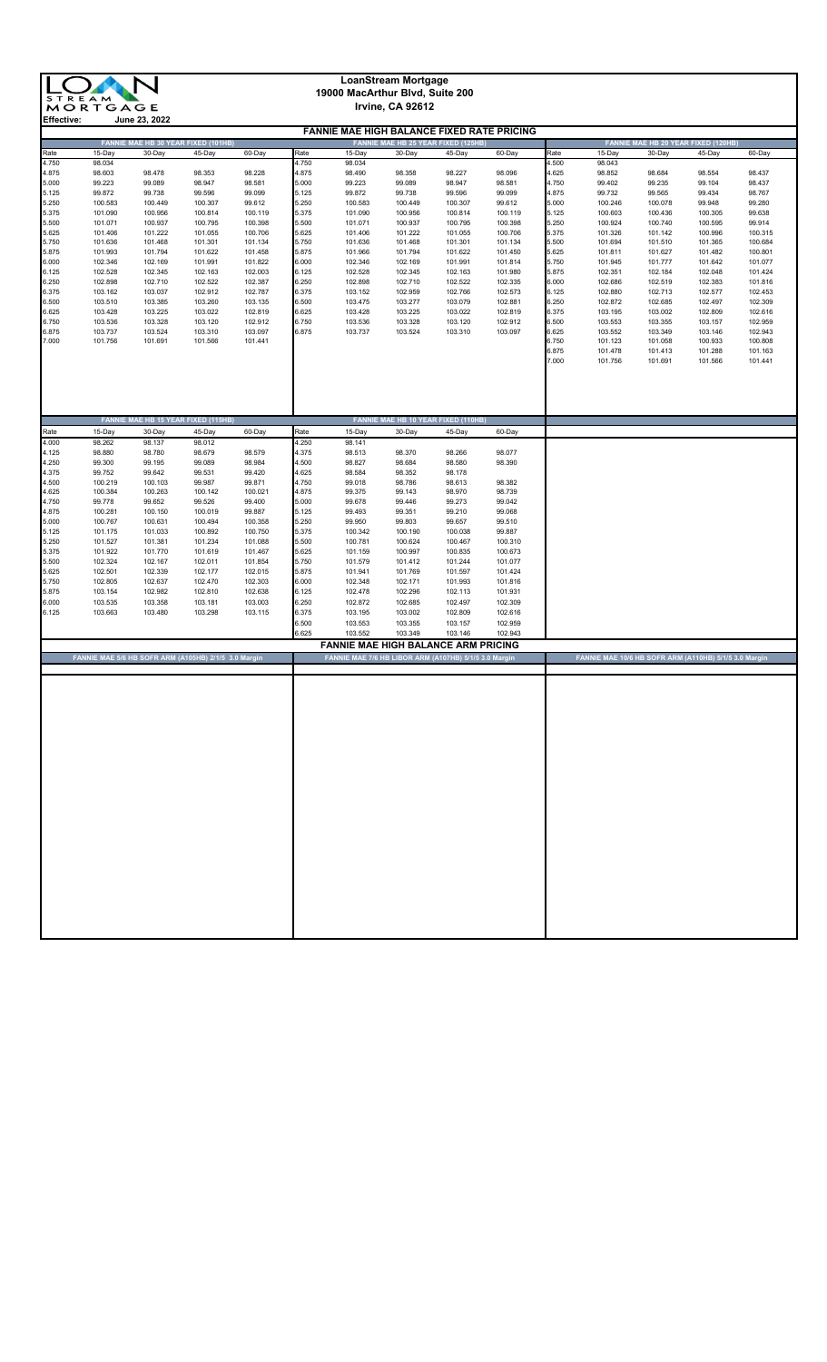**LoanStream Mortgage**
**19000 MacArthur Blvd, Suite 200**
**Irvine, CA 92612**

**Effective:** June 23, 2022

# FANNIE MAE HIGH BALANCE FIXED RATE PRICING

## FANNIE MAE HB 30 YEAR FIXED (101HB)

| Rate | 15-Day | 30-Day | 45-Day | 60-Day |
|---|---|---|---|---|
| 4.750 | 98.034 | | | |
| 4.875 | 98.603 | 98.478 | 98.353 | 98.228 |
| 5.000 | 99.223 | 99.089 | 98.947 | 98.581 |
| 5.125 | 99.872 | 99.738 | 99.596 | 99.099 |
| 5.250 | 100.583 | 100.449 | 100.307 | 99.612 |
| 5.375 | 101.090 | 100.956 | 100.814 | 100.119 |
| 5.500 | 101.071 | 100.937 | 100.795 | 100.398 |
| 5.625 | 101.406 | 101.222 | 101.055 | 100.706 |
| 5.750 | 101.636 | 101.468 | 101.301 | 101.134 |
| 5.875 | 101.993 | 101.794 | 101.622 | 101.458 |
| 6.000 | 102.346 | 102.169 | 101.991 | 101.822 |
| 6.125 | 102.528 | 102.345 | 102.163 | 102.003 |
| 6.250 | 102.898 | 102.710 | 102.522 | 102.387 |
| 6.375 | 103.162 | 103.037 | 102.912 | 102.787 |
| 6.500 | 103.510 | 103.385 | 103.260 | 103.135 |
| 6.625 | 103.428 | 103.225 | 103.022 | 102.819 |
| 6.750 | 103.536 | 103.328 | 103.120 | 102.912 |
| 6.875 | 103.737 | 103.524 | 103.310 | 103.097 |
| 7.000 | 101.756 | 101.691 | 101.566 | 101.441 |

## FANNIE MAE HB 25 YEAR FIXED (125HB)

| Rate | 15-Day | 30-Day | 45-Day | 60-Day |
|---|---|---|---|---|
| 4.750 | 98.034 | | | |
| 4.875 | 98.490 | 98.358 | 98.227 | 98.096 |
| 5.000 | 99.223 | 99.089 | 98.947 | 98.581 |
| 5.125 | 99.872 | 99.738 | 99.596 | 99.099 |
| 5.250 | 100.583 | 100.449 | 100.307 | 99.612 |
| 5.375 | 101.090 | 100.956 | 100.814 | 100.119 |
| 5.500 | 101.071 | 100.937 | 100.795 | 100.398 |
| 5.625 | 101.406 | 101.222 | 101.055 | 100.706 |
| 5.750 | 101.636 | 101.468 | 101.301 | 101.134 |
| 5.875 | 101.966 | 101.794 | 101.622 | 101.450 |
| 6.000 | 102.346 | 102.169 | 101.991 | 101.814 |
| 6.125 | 102.528 | 102.345 | 102.163 | 101.980 |
| 6.250 | 102.898 | 102.710 | 102.522 | 102.335 |
| 6.375 | 103.152 | 102.959 | 102.766 | 102.573 |
| 6.500 | 103.475 | 103.277 | 103.079 | 102.881 |
| 6.625 | 103.428 | 103.225 | 103.022 | 102.819 |
| 6.750 | 103.536 | 103.328 | 103.120 | 102.912 |
| 6.875 | 103.737 | 103.524 | 103.310 | 103.097 |

## FANNIE MAE HB 20 YEAR FIXED (120HB)

| Rate | 15-Day | 30-Day | 45-Day | 60-Day |
|---|---|---|---|---|
| 4.500 | 98.043 | | | |
| 4.625 | 98.852 | 98.684 | 98.554 | 98.437 |
| 4.750 | 99.402 | 99.235 | 99.104 | 98.437 |
| 4.875 | 99.732 | 99.565 | 99.434 | 98.767 |
| 5.000 | 100.246 | 100.078 | 99.948 | 99.280 |
| 5.125 | 100.603 | 100.436 | 100.305 | 99.638 |
| 5.250 | 100.924 | 100.740 | 100.595 | 99.914 |
| 5.375 | 101.326 | 101.142 | 100.996 | 100.315 |
| 5.500 | 101.694 | 101.510 | 101.365 | 100.684 |
| 5.625 | 101.811 | 101.627 | 101.482 | 100.801 |
| 5.750 | 101.945 | 101.777 | 101.642 | 101.077 |
| 5.875 | 102.351 | 102.184 | 102.048 | 101.424 |
| 6.000 | 102.686 | 102.519 | 102.383 | 101.816 |
| 6.125 | 102.880 | 102.713 | 102.577 | 102.453 |
| 6.250 | 102.872 | 102.685 | 102.497 | 102.309 |
| 6.375 | 103.195 | 103.002 | 102.809 | 102.616 |
| 6.500 | 103.553 | 103.355 | 103.157 | 102.959 |
| 6.625 | 103.552 | 103.349 | 103.146 | 102.943 |
| 6.750 | 101.123 | 101.058 | 100.933 | 100.808 |
| 6.875 | 101.478 | 101.413 | 101.288 | 101.163 |
| 7.000 | 101.756 | 101.691 | 101.566 | 101.441 |

## FANNIE MAE HB 15 YEAR FIXED (115HB)

| Rate | 15-Day | 30-Day | 45-Day | 60-Day |
|---|---|---|---|---|
| 4.000 | 98.262 | 98.137 | 98.012 | |
| 4.125 | 98.880 | 98.780 | 98.679 | 98.579 |
| 4.250 | 99.300 | 99.195 | 99.089 | 98.984 |
| 4.375 | 99.752 | 99.642 | 99.531 | 99.420 |
| 4.500 | 100.219 | 100.103 | 99.987 | 99.871 |
| 4.625 | 100.384 | 100.263 | 100.142 | 100.021 |
| 4.750 | 99.778 | 99.652 | 99.526 | 99.400 |
| 4.875 | 100.281 | 100.150 | 100.019 | 99.887 |
| 5.000 | 100.767 | 100.631 | 100.494 | 100.358 |
| 5.125 | 101.175 | 101.033 | 100.892 | 100.750 |
| 5.250 | 101.527 | 101.381 | 101.234 | 101.088 |
| 5.375 | 101.922 | 101.770 | 101.619 | 101.467 |
| 5.500 | 102.324 | 102.167 | 102.011 | 101.854 |
| 5.625 | 102.501 | 102.339 | 102.177 | 102.015 |
| 5.750 | 102.805 | 102.637 | 102.470 | 102.303 |
| 5.875 | 103.154 | 102.982 | 102.810 | 102.638 |
| 6.000 | 103.535 | 103.358 | 103.181 | 103.003 |
| 6.125 | 103.663 | 103.480 | 103.298 | 103.115 |

## FANNIE MAE HB 10 YEAR FIXED (110HB)

| Rate | 15-Day | 30-Day | 45-Day | 60-Day |
|---|---|---|---|---|
| 4.250 | 98.141 | | | |
| 4.375 | 98.513 | 98.370 | 98.266 | 98.077 |
| 4.500 | 98.827 | 98.684 | 98.580 | 98.390 |
| 4.625 | 98.584 | 98.352 | 98.178 | |
| 4.750 | 99.018 | 98.786 | 98.613 | 98.382 |
| 4.875 | 99.375 | 99.143 | 98.970 | 98.739 |
| 5.000 | 99.678 | 99.446 | 99.273 | 99.042 |
| 5.125 | 99.493 | 99.351 | 99.210 | 99.068 |
| 5.250 | 99.950 | 99.803 | 99.657 | 99.510 |
| 5.375 | 100.342 | 100.190 | 100.038 | 99.887 |
| 5.500 | 100.781 | 100.624 | 100.467 | 100.310 |
| 5.625 | 101.159 | 100.997 | 100.835 | 100.673 |
| 5.750 | 101.579 | 101.412 | 101.244 | 101.077 |
| 5.875 | 101.941 | 101.769 | 101.597 | 101.424 |
| 6.000 | 102.348 | 102.171 | 101.993 | 101.816 |
| 6.125 | 102.478 | 102.296 | 102.113 | 101.931 |
| 6.250 | 102.872 | 102.685 | 102.497 | 102.309 |
| 6.375 | 103.195 | 103.002 | 102.809 | 102.616 |
| 6.500 | 103.553 | 103.355 | 103.157 | 102.959 |
| 6.625 | 103.552 | 103.349 | 103.146 | 102.943 |

# FANNIE MAE HIGH BALANCE ARM PRICING

## FANNIE MAE 5/6 HB SOFR ARM (A105HB) 2/1/5 3.0 Margin

## FANNIE MAE 7/6 HB LIBOR ARM (A107HB) 5/1/5 3.0 Margin

## FANNIE MAE 10/6 HB SOFR ARM (A110HB) 5/1/5 3.0 Margin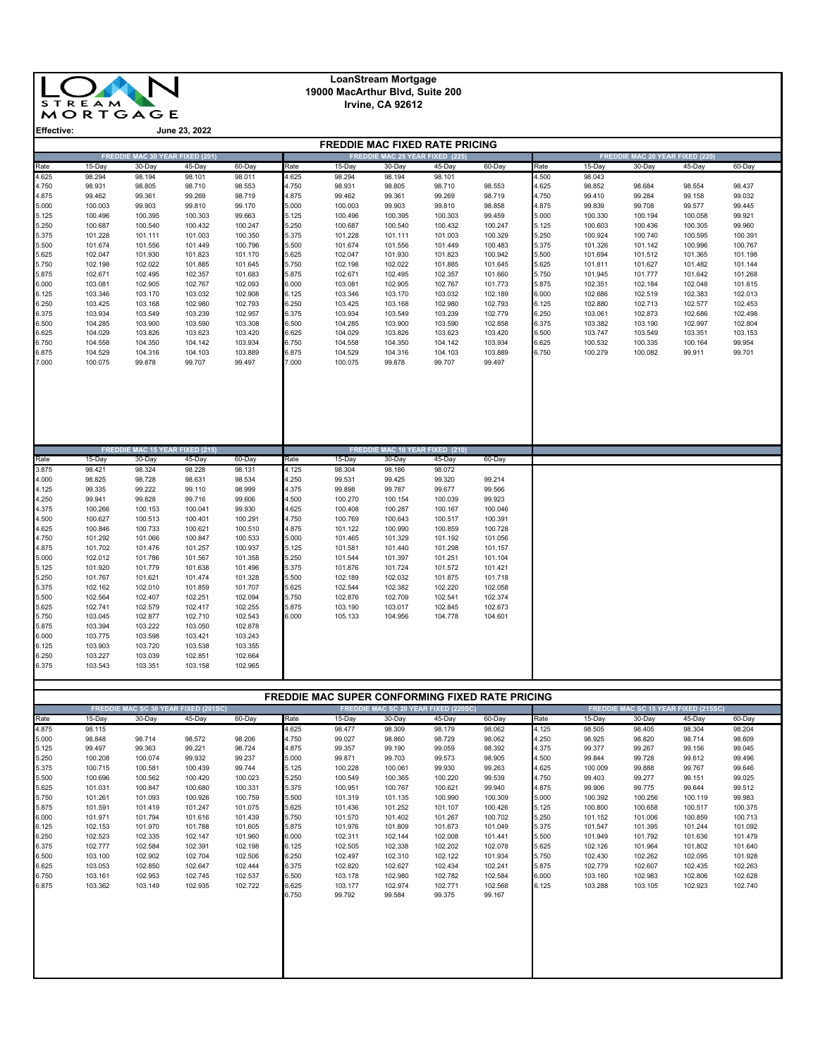LOAN STREAM MORTGAGE

**LoanStream Mortgage**
**19000 MacArthur Blvd, Suite 200**
**Irvine, CA 92612**

**Effective:** June 23, 2022

## FREDDIE MAC FIXED RATE PRICING

### FREDDIE MAC 30 YEAR FIXED (201)

| Rate | 15-Day | 30-Day | 45-Day | 60-Day |
|---|---|---|---|---|
| 4.625 | 98.294 | 98.194 | 98.101 | 98.011 |
| 4.750 | 98.931 | 98.805 | 98.710 | 98.553 |
| 4.875 | 99.462 | 99.361 | 99.269 | 98.719 |
| 5.000 | 100.003 | 99.903 | 99.810 | 99.170 |
| 5.125 | 100.496 | 100.395 | 100.303 | 99.663 |
| 5.250 | 100.687 | 100.540 | 100.432 | 100.247 |
| 5.375 | 101.228 | 101.111 | 101.003 | 100.350 |
| 5.500 | 101.674 | 101.556 | 101.449 | 100.796 |
| 5.625 | 102.047 | 101.930 | 101.823 | 101.170 |
| 5.750 | 102.198 | 102.022 | 101.885 | 101.645 |
| 5.875 | 102.671 | 102.495 | 102.357 | 101.683 |
| 6.000 | 103.081 | 102.905 | 102.767 | 102.093 |
| 6.125 | 103.346 | 103.170 | 103.032 | 102.908 |
| 6.250 | 103.425 | 103.168 | 102.980 | 102.793 |
| 6.375 | 103.934 | 103.549 | 103.239 | 102.957 |
| 6.500 | 104.285 | 103.900 | 103.590 | 103.308 |
| 6.625 | 104.029 | 103.826 | 103.623 | 103.420 |
| 6.750 | 104.558 | 104.350 | 104.142 | 103.934 |
| 6.875 | 104.529 | 104.316 | 104.103 | 103.889 |
| 7.000 | 100.075 | 99.878 | 99.707 | 99.497 |

### FREDDIE MAC 25 YEAR FIXED (225)

| Rate | 15-Day | 30-Day | 45-Day | 60-Day |
|---|---|---|---|---|
| 4.625 | 98.294 | 98.194 | 98.101 | |
| 4.750 | 98.931 | 98.805 | 98.710 | 98.553 |
| 4.875 | 99.462 | 99.361 | 99.269 | 98.719 |
| 5.000 | 100.003 | 99.903 | 99.810 | 98.858 |
| 5.125 | 100.496 | 100.395 | 100.303 | 99.459 |
| 5.250 | 100.687 | 100.540 | 100.432 | 100.247 |
| 5.375 | 101.228 | 101.111 | 101.003 | 100.329 |
| 5.500 | 101.674 | 101.556 | 101.449 | 100.483 |
| 5.625 | 102.047 | 101.930 | 101.823 | 100.942 |
| 5.750 | 102.198 | 102.022 | 101.885 | 101.645 |
| 5.875 | 102.671 | 102.495 | 102.357 | 101.660 |
| 6.000 | 103.081 | 102.905 | 102.767 | 101.773 |
| 6.125 | 103.346 | 103.170 | 103.032 | 102.189 |
| 6.250 | 103.425 | 103.168 | 102.980 | 102.793 |
| 6.375 | 103.934 | 103.549 | 103.239 | 102.779 |
| 6.500 | 104.285 | 103.900 | 103.590 | 102.858 |
| 6.625 | 104.029 | 103.826 | 103.623 | 103.420 |
| 6.750 | 104.558 | 104.350 | 104.142 | 103.934 |
| 6.875 | 104.529 | 104.316 | 104.103 | 103.889 |
| 7.000 | 100.075 | 99.878 | 99.707 | 99.497 |

### FREDDIE MAC 20 YEAR FIXED (220)

| Rate | 15-Day | 30-Day | 45-Day | 60-Day |
|---|---|---|---|---|
| 4.500 | 98.043 | | | |
| 4.625 | 98.852 | 98.684 | 98.554 | 98.437 |
| 4.750 | 99.410 | 99.284 | 99.158 | 99.032 |
| 4.875 | 99.839 | 99.708 | 99.577 | 99.445 |
| 5.000 | 100.330 | 100.194 | 100.058 | 99.921 |
| 5.125 | 100.603 | 100.436 | 100.305 | 99.960 |
| 5.250 | 100.924 | 100.740 | 100.595 | 100.391 |
| 5.375 | 101.326 | 101.142 | 100.996 | 100.767 |
| 5.500 | 101.694 | 101.512 | 101.365 | 101.198 |
| 5.625 | 101.811 | 101.627 | 101.482 | 101.144 |
| 5.750 | 101.945 | 101.777 | 101.642 | 101.268 |
| 5.875 | 102.351 | 102.184 | 102.048 | 101.615 |
| 6.000 | 102.686 | 102.519 | 102.383 | 102.013 |
| 6.125 | 102.880 | 102.713 | 102.577 | 102.453 |
| 6.250 | 103.061 | 102.873 | 102.686 | 102.498 |
| 6.375 | 103.382 | 103.190 | 102.997 | 102.804 |
| 6.500 | 103.747 | 103.549 | 103.351 | 103.153 |
| 6.625 | 100.532 | 100.335 | 100.164 | 99.954 |
| 6.750 | 100.279 | 100.082 | 99.911 | 99.701 |

### FREDDIE MAC 15 YEAR FIXED (215)

| Rate | 15-Day | 30-Day | 45-Day | 60-Day |
|---|---|---|---|---|
| 3.875 | 98.421 | 98.324 | 98.228 | 98.131 |
| 4.000 | 98.825 | 98.728 | 98.631 | 98.534 |
| 4.125 | 99.335 | 99.222 | 99.110 | 98.999 |
| 4.250 | 99.941 | 99.828 | 99.716 | 99.606 |
| 4.375 | 100.266 | 100.153 | 100.041 | 99.930 |
| 4.500 | 100.627 | 100.513 | 100.401 | 100.291 |
| 4.625 | 100.846 | 100.733 | 100.621 | 100.510 |
| 4.750 | 101.292 | 101.066 | 100.847 | 100.533 |
| 4.875 | 101.702 | 101.476 | 101.257 | 100.937 |
| 5.000 | 102.012 | 101.786 | 101.567 | 101.358 |
| 5.125 | 101.920 | 101.779 | 101.638 | 101.496 |
| 5.250 | 101.767 | 101.621 | 101.474 | 101.328 |
| 5.375 | 102.162 | 102.010 | 101.859 | 101.707 |
| 5.500 | 102.564 | 102.407 | 102.251 | 102.094 |
| 5.625 | 102.741 | 102.579 | 102.417 | 102.255 |
| 5.750 | 103.045 | 102.877 | 102.710 | 102.543 |
| 5.875 | 103.394 | 103.222 | 103.050 | 102.878 |
| 6.000 | 103.775 | 103.598 | 103.421 | 103.243 |
| 6.125 | 103.903 | 103.720 | 103.538 | 103.355 |
| 6.250 | 103.227 | 103.039 | 102.851 | 102.664 |
| 6.375 | 103.543 | 103.351 | 103.158 | 102.965 |

### FREDDIE MAC 10 YEAR FIXED (210)

| Rate | 15-Day | 30-Day | 45-Day | 60-Day |
|---|---|---|---|---|
| 4.125 | 98.304 | 98.186 | 98.072 | |
| 4.250 | 99.531 | 99.425 | 99.320 | 99.214 |
| 4.375 | 99.898 | 99.787 | 99.677 | 99.566 |
| 4.500 | 100.270 | 100.154 | 100.039 | 99.923 |
| 4.625 | 100.408 | 100.287 | 100.167 | 100.046 |
| 4.750 | 100.769 | 100.643 | 100.517 | 100.391 |
| 4.875 | 101.122 | 100.990 | 100.859 | 100.728 |
| 5.000 | 101.465 | 101.329 | 101.192 | 101.056 |
| 5.125 | 101.581 | 101.440 | 101.298 | 101.157 |
| 5.250 | 101.544 | 101.397 | 101.251 | 101.104 |
| 5.375 | 101.876 | 101.724 | 101.572 | 101.421 |
| 5.500 | 102.189 | 102.032 | 101.875 | 101.718 |
| 5.625 | 102.544 | 102.382 | 102.220 | 102.058 |
| 5.750 | 102.876 | 102.709 | 102.541 | 102.374 |
| 5.875 | 103.190 | 103.017 | 102.845 | 102.673 |
| 6.000 | 105.133 | 104.956 | 104.778 | 104.601 |

## FREDDIE MAC SUPER CONFORMING FIXED RATE PRICING

### FREDDIE MAC SC 30 YEAR FIXED (201SC)

| Rate | 15-Day | 30-Day | 45-Day | 60-Day |
|---|---|---|---|---|
| 4.875 | 98.115 | | | |
| 5.000 | 98.848 | 98.714 | 98.572 | 98.206 |
| 5.125 | 99.497 | 99.363 | 99.221 | 98.724 |
| 5.250 | 100.208 | 100.074 | 99.932 | 99.237 |
| 5.375 | 100.715 | 100.581 | 100.439 | 99.744 |
| 5.500 | 100.696 | 100.562 | 100.420 | 100.023 |
| 5.625 | 101.031 | 100.847 | 100.680 | 100.331 |
| 5.750 | 101.261 | 101.093 | 100.926 | 100.759 |
| 5.875 | 101.591 | 101.419 | 101.247 | 101.075 |
| 6.000 | 101.971 | 101.794 | 101.616 | 101.439 |
| 6.125 | 102.153 | 101.970 | 101.788 | 101.605 |
| 6.250 | 102.523 | 102.335 | 102.147 | 101.960 |
| 6.375 | 102.777 | 102.584 | 102.391 | 102.198 |
| 6.500 | 103.100 | 102.902 | 102.704 | 102.506 |
| 6.625 | 103.053 | 102.850 | 102.647 | 102.444 |
| 6.750 | 103.161 | 102.953 | 102.745 | 102.537 |
| 6.875 | 103.362 | 103.149 | 102.935 | 102.722 |

### FREDDIE MAC SC 20 YEAR FIXED (220SC)

| Rate | 15-Day | 30-Day | 45-Day | 60-Day |
|---|---|---|---|---|
| 4.625 | 98.477 | 98.309 | 98.179 | 98.062 |
| 4.750 | 99.027 | 98.860 | 98.729 | 98.062 |
| 4.875 | 99.357 | 99.190 | 99.059 | 98.392 |
| 5.000 | 99.871 | 99.703 | 99.573 | 98.905 |
| 5.125 | 100.228 | 100.061 | 99.930 | 99.263 |
| 5.250 | 100.549 | 100.365 | 100.220 | 99.539 |
| 5.375 | 100.951 | 100.767 | 100.621 | 99.940 |
| 5.500 | 101.319 | 101.135 | 100.990 | 100.309 |
| 5.625 | 101.436 | 101.252 | 101.107 | 100.426 |
| 5.750 | 101.570 | 101.402 | 101.267 | 100.702 |
| 5.875 | 101.976 | 101.809 | 101.673 | 101.049 |
| 6.000 | 102.311 | 102.144 | 102.008 | 101.441 |
| 6.125 | 102.505 | 102.338 | 102.202 | 102.078 |
| 6.250 | 102.497 | 102.310 | 102.122 | 101.934 |
| 6.375 | 102.820 | 102.627 | 102.434 | 102.241 |
| 6.500 | 103.178 | 102.980 | 102.782 | 102.584 |
| 6.625 | 103.177 | 102.974 | 102.771 | 102.568 |
| 6.750 | 99.792 | 99.584 | 99.375 | 99.167 |

### FREDDIE MAC SC 15 YEAR FIXED (215SC)

| Rate | 15-Day | 30-Day | 45-Day | 60-Day |
|---|---|---|---|---|
| 4.125 | 98.505 | 98.405 | 98.304 | 98.204 |
| 4.250 | 98.925 | 98.820 | 98.714 | 98.609 |
| 4.375 | 99.377 | 99.267 | 99.156 | 99.045 |
| 4.500 | 99.844 | 99.728 | 99.612 | 99.496 |
| 4.625 | 100.009 | 99.888 | 99.767 | 99.646 |
| 4.750 | 99.403 | 99.277 | 99.151 | 99.025 |
| 4.875 | 99.906 | 99.775 | 99.644 | 99.512 |
| 5.000 | 100.392 | 100.256 | 100.119 | 99.983 |
| 5.125 | 100.800 | 100.658 | 100.517 | 100.375 |
| 5.250 | 101.152 | 101.006 | 100.859 | 100.713 |
| 5.375 | 101.547 | 101.395 | 101.244 | 101.092 |
| 5.500 | 101.949 | 101.792 | 101.636 | 101.479 |
| 5.625 | 102.126 | 101.964 | 101.802 | 101.640 |
| 5.750 | 102.430 | 102.262 | 102.095 | 101.928 |
| 5.875 | 102.779 | 102.607 | 102.435 | 102.263 |
| 6.000 | 103.160 | 102.983 | 102.806 | 102.628 |
| 6.125 | 103.288 | 103.105 | 102.923 | 102.740 |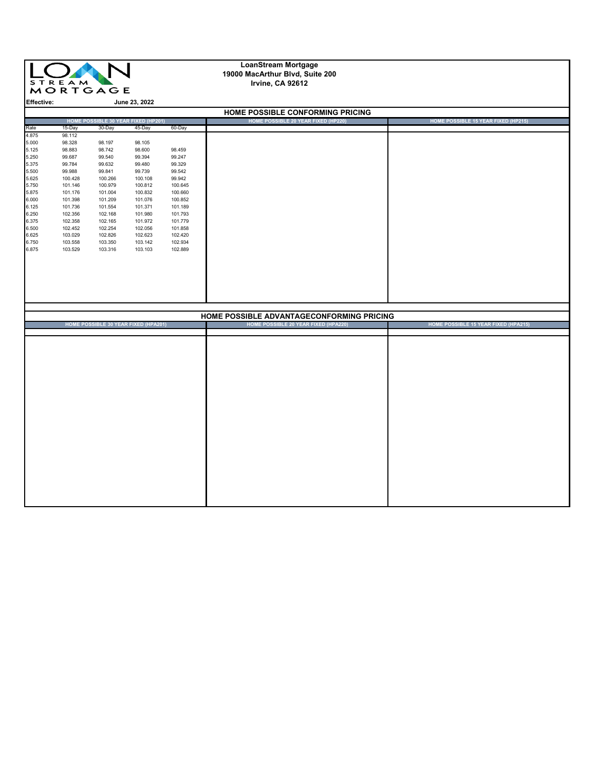LoanStream Mortgage
19000 MacArthur Blvd, Suite 200
Irvine, CA 92612

**Effective:** June 23, 2022

## HOME POSSIBLE CONFORMING PRICING

### HOME POSSIBLE 30 YEAR FIXED (HP201)

| Rate | 15-Day | 30-Day | 45-Day | 60-Day |
|---|---|---|---|---|
| 4.875 | 98.112 | | | |
| 5.000 | 98.328 | 98.197 | 98.105 | |
| 5.125 | 98.883 | 98.742 | 98.600 | 98.459 |
| 5.250 | 99.687 | 99.540 | 99.394 | 99.247 |
| 5.375 | 99.784 | 99.632 | 99.480 | 99.329 |
| 5.500 | 99.988 | 99.841 | 99.739 | 99.542 |
| 5.625 | 100.428 | 100.266 | 100.108 | 99.942 |
| 5.750 | 101.146 | 100.979 | 100.812 | 100.645 |
| 5.875 | 101.176 | 101.004 | 100.832 | 100.660 |
| 6.000 | 101.398 | 101.209 | 101.076 | 100.852 |
| 6.125 | 101.736 | 101.554 | 101.371 | 101.189 |
| 6.250 | 102.356 | 102.168 | 101.980 | 101.793 |
| 6.375 | 102.358 | 102.165 | 101.972 | 101.779 |
| 6.500 | 102.452 | 102.254 | 102.056 | 101.858 |
| 6.625 | 103.029 | 102.826 | 102.623 | 102.420 |
| 6.750 | 103.558 | 103.350 | 103.142 | 102.934 |
| 6.875 | 103.529 | 103.316 | 103.103 | 102.889 |

### HOME POSSIBLE 20 YEAR FIXED (HP220)

### HOME POSSIBLE 15 YEAR FIXED (HP215)

## HOME POSSIBLE ADVANTAGECONFORMING PRICING

### HOME POSSIBLE 30 YEAR FIXED (HPA201)

### HOME POSSIBLE 20 YEAR FIXED (HPA220)

### HOME POSSIBLE 15 YEAR FIXED (HPA215)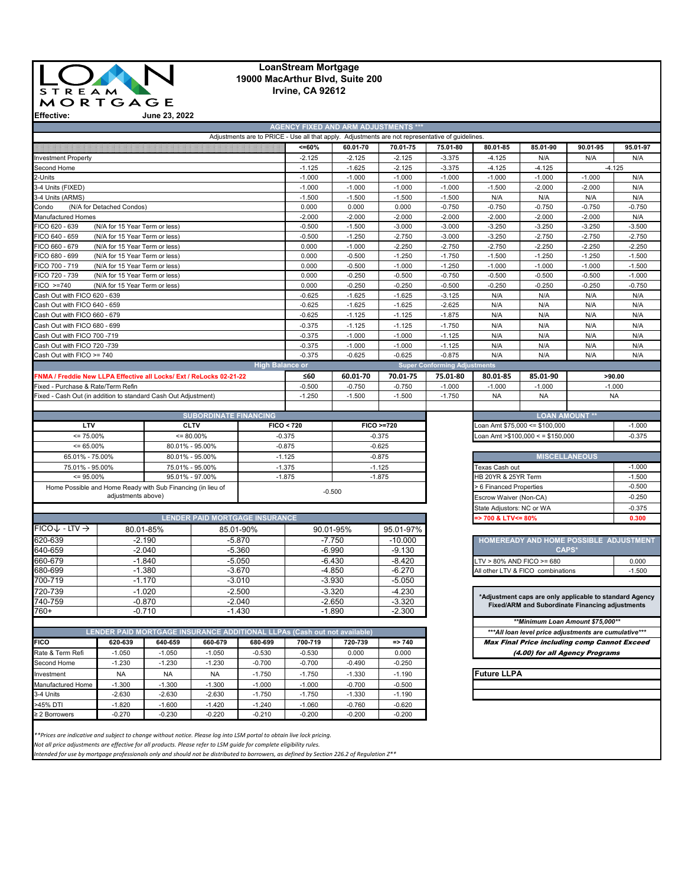# LoanStream Mortgage

**LoanStream Mortgage**
**19000 MacArthur Blvd, Suite 200**
**Irvine, CA 92612**

**Effective:** June 23, 2022

## AGENCY FIXED AND ARM ADJUSTMENTS ***

Adjustments are to PRICE - Use all that apply. Adjustments are not representative of guidelines.

| | <=60% | 60.01-70 | 70.01-75 | 75.01-80 | 80.01-85 | 85.01-90 | 90.01-95 | 95.01-97 |
|---|---|---|---|---|---|---|---|---|
| Investment Property | -2.125 | -2.125 | -2.125 | -3.375 | -4.125 | N/A | N/A | N/A |
| Second Home | -1.125 | -1.625 | -2.125 | -3.375 | -4.125 | -4.125 | -4.125 | |
| 2-Units | -1.000 | -1.000 | -1.000 | -1.000 | -1.000 | -1.000 | -1.000 | N/A |
| 3-4 Units (FIXED) | -1.000 | -1.000 | -1.000 | -1.000 | -1.500 | -2.000 | -2.000 | N/A |
| 3-4 Units (ARMS) | -1.500 | -1.500 | -1.500 | -1.500 | N/A | N/A | N/A | N/A |
| Condo (N/A for Detached Condos) | 0.000 | 0.000 | 0.000 | -0.750 | -0.750 | -0.750 | -0.750 | -0.750 |
| Manufactured Homes | -2.000 | -2.000 | -2.000 | -2.000 | -2.000 | -2.000 | -2.000 | N/A |
| FICO 620 - 639 (N/A for 15 Year Term or less) | -0.500 | -1.500 | -3.000 | -3.000 | -3.250 | -3.250 | -3.250 | -3.500 |
| FICO 640 - 659 (N/A for 15 Year Term or less) | -0.500 | -1.250 | -2.750 | -3.000 | -3.250 | -2.750 | -2.750 | -2.750 |
| FICO 660 - 679 (N/A for 15 Year Term or less) | 0.000 | -1.000 | -2.250 | -2.750 | -2.750 | -2.250 | -2.250 | -2.250 |
| FICO 680 - 699 (N/A for 15 Year Term or less) | 0.000 | -0.500 | -1.250 | -1.750 | -1.500 | -1.250 | -1.250 | -1.500 |
| FICO 700 - 719 (N/A for 15 Year Term or less) | 0.000 | -0.500 | -1.000 | -1.250 | -1.000 | -1.000 | -1.000 | -1.500 |
| FICO 720 - 739 (N/A for 15 Year Term or less) | 0.000 | -0.250 | -0.500 | -0.750 | -0.500 | -0.500 | -0.500 | -1.000 |
| FICO >=740 (N/A for 15 Year Term or less) | 0.000 | -0.250 | -0.250 | -0.500 | -0.250 | -0.250 | -0.250 | -0.750 |
| Cash Out with FICO 620 - 639 | -0.625 | -1.625 | -1.625 | -3.125 | N/A | N/A | N/A | N/A |
| Cash Out with FICO 640 - 659 | -0.625 | -1.625 | -1.625 | -2.625 | N/A | N/A | N/A | N/A |
| Cash Out with FICO 660 - 679 | -0.625 | -1.125 | -1.125 | -1.875 | N/A | N/A | N/A | N/A |
| Cash Out with FICO 680 - 699 | -0.375 | -1.125 | -1.125 | -1.750 | N/A | N/A | N/A | N/A |
| Cash Out with FICO 700 -719 | -0.375 | -1.000 | -1.000 | -1.125 | N/A | N/A | N/A | N/A |
| Cash Out with FICO 720 -739 | -0.375 | -1.000 | -1.000 | -1.125 | N/A | N/A | N/A | N/A |
| Cash Out with FICO >= 740 | -0.375 | -0.625 | -0.625 | -0.875 | N/A | N/A | N/A | N/A |

## High Balance or Super Conforming Adjustments

| FNMA / Freddie New LLPA Effective all Locks/ Ext / ReLocks 02-21-22 | ≤60 | 60.01-70 | 70.01-75 | 75.01-80 | 80.01-85 | 85.01-90 | >90.00 |
|---|---|---|---|---|---|---|---|
| Fixed - Purchase & Rate/Term Refin | -0.500 | -0.750 | -0.750 | -1.000 | -1.000 | -1.000 | -1.000 |
| Fixed - Cash Out (in addition to standard Cash Out Adjustment) | -1.250 | -1.500 | -1.500 | -1.750 | NA | NA | NA |

## SUBORDINATE FINANCING

| LTV | CLTV | FICO < 720 | FICO >=720 |
|---|---|---|---|
| <= 75.00% | <= 80.00% | -0.375 | -0.375 |
| <= 65.00% | 80.01% - 95.00% | -0.875 | -0.625 |
| 65.01% - 75.00% | 80.01% - 95.00% | -1.125 | -0.875 |
| 75.01% - 95.00% | 75.01% - 95.00% | -1.375 | -1.125 |
| <= 95.00% | 95.01% - 97.00% | -1.875 | -1.875 |
| Home Possible and Home Ready with Sub Financing (in lieu of adjustments above) | | -0.500 | |

## LOAN AMOUNT **

| | |
|---|---|
| Loan Amt $75,000 <= $100,000 | -1.000 |
| Loan Amt >$100,000 < = $150,000 | -0.375 |

## MISCELLANEOUS

| | |
|---|---|
| Texas Cash out | -1.000 |
| HB 20YR & 25YR Term | -1.500 |
| > 6 Financed Properties | -0.500 |
| Escrow Waiver (Non-CA) | -0.250 |
| State Adjustors: NC or WA | -0.375 |
| => 700 & LTV<= 80% | 0.300 |

## LENDER PAID MORTGAGE INSURANCE

| FICO↓ - LTV → | 80.01-85% | 85.01-90% | 90.01-95% | 95.01-97% |
|---|---|---|---|---|
| 620-639 | -2.190 | -5.870 | -7.750 | -10.000 |
| 640-659 | -2.040 | -5.360 | -6.990 | -9.130 |
| 660-679 | -1.840 | -5.050 | -6.430 | -8.420 |
| 680-699 | -1.380 | -3.670 | -4.850 | -6.270 |
| 700-719 | -1.170 | -3.010 | -3.930 | -5.050 |
| 720-739 | -1.020 | -2.500 | -3.320 | -4.230 |
| 740-759 | -0.870 | -2.040 | -2.650 | -3.320 |
| 760+ | -0.710 | -1.430 | -1.890 | -2.300 |

## HOMEREADY AND HOME POSSIBLE ADJUSTMENT CAPS*

| | |
|---|---|
| LTV > 80% AND FICO >= 680 | 0.000 |
| All other LTV & FICO combinations | -1.500 |

*Adjustment caps are only applicable to standard Agency Fixed/ARM and Subordinate Financing adjustments

## LENDER PAID MORTGAGE INSURANCE ADDITIONAL LLPAs (Cash out not available)

| FICO | 620-639 | 640-659 | 660-679 | 680-699 | 700-719 | 720-739 | => 740 |
|---|---|---|---|---|---|---|---|
| Rate & Term Refi | -1.050 | -1.050 | -1.050 | -0.530 | -0.530 | 0.000 | 0.000 |
| Second Home | -1.230 | -1.230 | -1.230 | -0.700 | -0.700 | -0.490 | -0.250 |
| Investment | NA | NA | NA | -1.750 | -1.750 | -1.330 | -1.190 |
| Manufactured Home | -1.300 | -1.300 | -1.300 | -1.000 | -1.000 | -0.700 | -0.500 |
| 3-4 Units | -2.630 | -2.630 | -2.630 | -1.750 | -1.750 | -1.330 | -1.190 |
| >45% DTI | -1.820 | -1.600 | -1.420 | -1.240 | -1.060 | -0.760 | -0.620 |
| ≥ 2 Borrowers | -0.270 | -0.230 | -0.220 | -0.210 | -0.200 | -0.200 | -0.200 |

***Minimum Loan Amount $75,000***

****All loan level price adjustments are cumulative****

***Max Final Price including comp Cannot Exceed (4.00) for all Agency Programs***

**Future LLPA**

*\*\*Prices are indicative and subject to change without notice. Please log into LSM portal to obtain live lock pricing.*
*Not all price adjustments are effective for all products. Please refer to LSM guide for complete eligibility rules.*
*Intended for use by mortgage professionals only and should not be distributed to borrowers, as defined by Section 226.2 of Regulation Z\*\**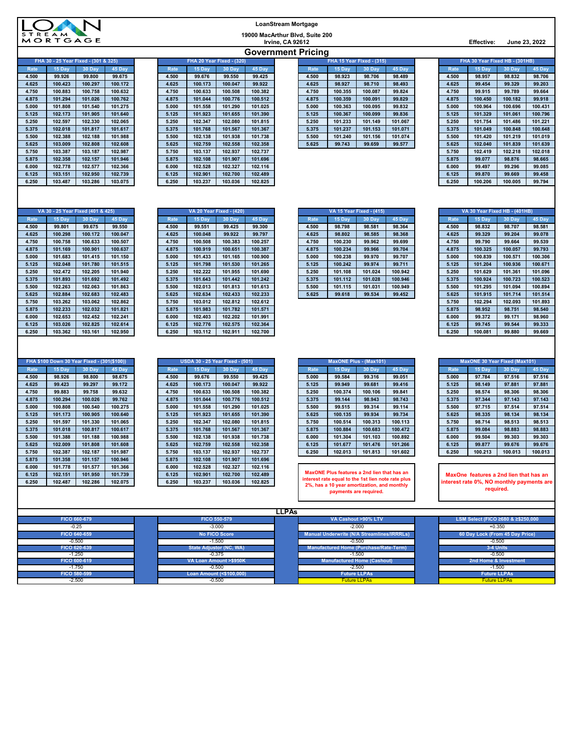LoanStream Mortgage

19000 MacArthur Blvd, Suite 200
Irvine, CA 92612

Effective: June 23, 2022

# Government Pricing

### FHA 30 - 25 Year Fixed - (301 & 325)

| Rate | 15 Day | 30 Day | 45 Day |
|---|---|---|---|
| 4.500 | 99.926 | 99.800 | 99.675 |
| 4.625 | 100.423 | 100.297 | 100.172 |
| 4.750 | 100.883 | 100.758 | 100.632 |
| 4.875 | 101.294 | 101.026 | 100.762 |
| 5.000 | 101.808 | 101.540 | 101.275 |
| 5.125 | 102.173 | 101.905 | 101.640 |
| 5.250 | 102.597 | 102.330 | 102.065 |
| 5.375 | 102.018 | 101.817 | 101.617 |
| 5.500 | 102.388 | 102.188 | 101.988 |
| 5.625 | 103.009 | 102.808 | 102.608 |
| 5.750 | 103.387 | 103.187 | 102.987 |
| 5.875 | 102.358 | 102.157 | 101.946 |
| 6.000 | 102.778 | 102.577 | 102.366 |
| 6.125 | 103.151 | 102.950 | 102.739 |
| 6.250 | 103.487 | 103.286 | 103.075 |

### FHA 20 Year Fixed - (320)

| Rate | 15 Day | 30 Day | 45 Day |
|---|---|---|---|
| 4.500 | 99.676 | 99.550 | 99.425 |
| 4.625 | 100.173 | 100.047 | 99.922 |
| 4.750 | 100.633 | 100.508 | 100.382 |
| 4.875 | 101.044 | 100.776 | 100.512 |
| 5.000 | 101.558 | 101.290 | 101.025 |
| 5.125 | 101.923 | 101.655 | 101.390 |
| 5.250 | 102.347 | 102.080 | 101.815 |
| 5.375 | 101.768 | 101.567 | 101.367 |
| 5.500 | 102.138 | 101.938 | 101.738 |
| 5.625 | 102.759 | 102.558 | 102.358 |
| 5.750 | 103.137 | 102.937 | 102.737 |
| 5.875 | 102.108 | 101.907 | 101.696 |
| 6.000 | 102.528 | 102.327 | 102.116 |
| 6.125 | 102.901 | 102.700 | 102.489 |
| 6.250 | 103.237 | 103.036 | 102.825 |

### FHA 15 Year Fixed - (315)

| Rate | 15 Day | 30 Day | 45 Day |
|---|---|---|---|
| 4.500 | 98.923 | 98.706 | 98.489 |
| 4.625 | 98.927 | 98.710 | 98.493 |
| 4.750 | 100.355 | 100.087 | 99.824 |
| 4.875 | 100.359 | 100.091 | 99.829 |
| 5.000 | 100.363 | 100.095 | 99.832 |
| 5.125 | 100.367 | 100.099 | 99.836 |
| 5.250 | 101.233 | 101.149 | 101.067 |
| 5.375 | 101.237 | 101.153 | 101.071 |
| 5.500 | 101.240 | 101.156 | 101.074 |
| 5.625 | 99.743 | 99.659 | 99.577 |

### FHA 30 Year Fixed HB - (301HB)

| Rate | 15 Day | 30 Day | 45 Day |
|---|---|---|---|
| 4.500 | 98.957 | 98.832 | 98.706 |
| 4.625 | 99.454 | 99.329 | 99.203 |
| 4.750 | 99.915 | 99.789 | 99.664 |
| 4.875 | 100.450 | 100.182 | 99.918 |
| 5.000 | 100.964 | 100.696 | 100.431 |
| 5.125 | 101.329 | 101.061 | 100.796 |
| 5.250 | 101.754 | 101.486 | 101.221 |
| 5.375 | 101.049 | 100.848 | 100.648 |
| 5.500 | 101.420 | 101.219 | 101.019 |
| 5.625 | 102.040 | 101.839 | 101.639 |
| 5.750 | 102.419 | 102.218 | 102.018 |
| 5.875 | 99.077 | 98.876 | 98.665 |
| 6.000 | 99.497 | 99.296 | 99.085 |
| 6.125 | 99.870 | 99.669 | 99.458 |
| 6.250 | 100.206 | 100.005 | 99.794 |

### VA 30 - 25 Year Fixed (401 & 425)

| Rate | 15 Day | 30 Day | 45 Day |
|---|---|---|---|
| 4.500 | 99.801 | 99.675 | 99.550 |
| 4.625 | 100.298 | 100.172 | 100.047 |
| 4.750 | 100.758 | 100.633 | 100.507 |
| 4.875 | 101.169 | 100.901 | 100.637 |
| 5.000 | 101.683 | 101.415 | 101.150 |
| 5.125 | 102.048 | 101.780 | 101.515 |
| 5.250 | 102.472 | 102.205 | 101.940 |
| 5.375 | 101.893 | 101.692 | 101.492 |
| 5.500 | 102.263 | 102.063 | 101.863 |
| 5.625 | 102.884 | 102.683 | 102.483 |
| 5.750 | 103.262 | 103.062 | 102.862 |
| 5.875 | 102.233 | 102.032 | 101.821 |
| 6.000 | 102.653 | 102.452 | 102.241 |
| 6.125 | 103.026 | 102.825 | 102.614 |
| 6.250 | 103.362 | 103.161 | 102.950 |

### VA 20 Year Fixed - (420)

| Rate | 15 Day | 30 Day | 45 Day |
|---|---|---|---|
| 4.500 | 99.551 | 99.425 | 99.300 |
| 4.625 | 100.048 | 99.922 | 99.797 |
| 4.750 | 100.508 | 100.383 | 100.257 |
| 4.875 | 100.919 | 100.651 | 100.387 |
| 5.000 | 101.433 | 101.165 | 100.900 |
| 5.125 | 101.798 | 101.530 | 101.265 |
| 5.250 | 102.222 | 101.955 | 101.690 |
| 5.375 | 101.643 | 101.442 | 101.242 |
| 5.500 | 102.013 | 101.813 | 101.613 |
| 5.625 | 102.634 | 102.433 | 102.233 |
| 5.750 | 103.012 | 102.812 | 102.612 |
| 5.875 | 101.983 | 101.782 | 101.571 |
| 6.000 | 102.403 | 102.202 | 101.991 |
| 6.125 | 102.776 | 102.575 | 102.364 |
| 6.250 | 103.112 | 102.911 | 102.700 |

### VA 15 Year Fixed - (415)

| Rate | 15 Day | 30 Day | 45 Day |
|---|---|---|---|
| 4.500 | 98.798 | 98.581 | 98.364 |
| 4.625 | 98.802 | 98.585 | 98.368 |
| 4.750 | 100.230 | 99.962 | 99.699 |
| 4.875 | 100.234 | 99.966 | 99.704 |
| 5.000 | 100.238 | 99.970 | 99.707 |
| 5.125 | 100.242 | 99.974 | 99.711 |
| 5.250 | 101.108 | 101.024 | 100.942 |
| 5.375 | 101.112 | 101.028 | 100.946 |
| 5.500 | 101.115 | 101.031 | 100.949 |
| 5.625 | 99.618 | 99.534 | 99.452 |

### VA 30 Year Fixed HB - (401HB)

| Rate | 15 Day | 30 Day | 45 Day |
|---|---|---|---|
| 4.500 | 98.832 | 98.707 | 98.581 |
| 4.625 | 99.329 | 99.204 | 99.078 |
| 4.750 | 99.790 | 99.664 | 99.539 |
| 4.875 | 100.325 | 100.057 | 99.793 |
| 5.000 | 100.839 | 100.571 | 100.306 |
| 5.125 | 101.204 | 100.936 | 100.671 |
| 5.250 | 101.629 | 101.361 | 101.096 |
| 5.375 | 100.924 | 100.723 | 100.523 |
| 5.500 | 101.295 | 101.094 | 100.894 |
| 5.625 | 101.915 | 101.714 | 101.514 |
| 5.750 | 102.294 | 102.093 | 101.893 |
| 5.875 | 98.952 | 98.751 | 98.540 |
| 6.000 | 99.372 | 99.171 | 98.960 |
| 6.125 | 99.745 | 99.544 | 99.333 |
| 6.250 | 100.081 | 99.880 | 99.669 |

### FHA $100 Down 30 Year Fixed - (301($100))

| Rate | 15 Day | 30 Day | 45 Day |
|---|---|---|---|
| 4.500 | 98.926 | 98.800 | 98.675 |
| 4.625 | 99.423 | 99.297 | 99.172 |
| 4.750 | 99.883 | 99.758 | 99.632 |
| 4.875 | 100.294 | 100.026 | 99.762 |
| 5.000 | 100.808 | 100.540 | 100.275 |
| 5.125 | 101.173 | 100.905 | 100.640 |
| 5.250 | 101.597 | 101.330 | 101.065 |
| 5.375 | 101.018 | 100.817 | 100.617 |
| 5.500 | 101.388 | 101.188 | 100.988 |
| 5.625 | 102.009 | 101.808 | 101.608 |
| 5.750 | 102.387 | 102.187 | 101.987 |
| 5.875 | 101.358 | 101.157 | 100.946 |
| 6.000 | 101.778 | 101.577 | 101.366 |
| 6.125 | 102.151 | 101.950 | 101.739 |
| 6.250 | 102.487 | 102.286 | 102.075 |

### USDA 30 - 25 Year Fixed - (501)

| Rate | 15 Day | 30 Day | 45 Day |
|---|---|---|---|
| 4.500 | 99.676 | 99.550 | 99.425 |
| 4.625 | 100.173 | 100.047 | 99.922 |
| 4.750 | 100.633 | 100.508 | 100.382 |
| 4.875 | 101.044 | 100.776 | 100.512 |
| 5.000 | 101.558 | 101.290 | 101.025 |
| 5.125 | 101.923 | 101.655 | 101.390 |
| 5.250 | 102.347 | 102.080 | 101.815 |
| 5.375 | 101.768 | 101.567 | 101.367 |
| 5.500 | 102.138 | 101.938 | 101.738 |
| 5.625 | 102.759 | 102.558 | 102.358 |
| 5.750 | 103.137 | 102.937 | 102.737 |
| 5.875 | 102.108 | 101.907 | 101.696 |
| 6.000 | 102.528 | 102.327 | 102.116 |
| 6.125 | 102.901 | 102.700 | 102.489 |
| 6.250 | 103.237 | 103.036 | 102.825 |

### MaxONE Plus - (Max101)

| Rate | 15 Day | 30 Day | 45 Day |
|---|---|---|---|
| 5.000 | 99.584 | 99.316 | 99.051 |
| 5.125 | 99.949 | 99.681 | 99.416 |
| 5.250 | 100.374 | 100.106 | 99.841 |
| 5.375 | 99.144 | 98.943 | 98.743 |
| 5.500 | 99.515 | 99.314 | 99.114 |
| 5.625 | 100.135 | 99.934 | 99.734 |
| 5.750 | 100.514 | 100.313 | 100.113 |
| 5.875 | 100.884 | 100.683 | 100.472 |
| 6.000 | 101.304 | 101.103 | 100.892 |
| 6.125 | 101.677 | 101.476 | 101.266 |
| 6.250 | 102.013 | 101.813 | 101.602 |

MaxONE Plus features a 2nd lien that has an interest rate equal to the 1st lien note rate plus 2%, has a 10 year amortization, and monthly payments are required.

### MaxONE 30 Year Fixed (Max101)

| Rate | 15 Day | 30 Day | 45 Day |
|---|---|---|---|
| 5.000 | 97.784 | 97.516 | 97.516 |
| 5.125 | 98.149 | 97.881 | 97.881 |
| 5.250 | 98.574 | 98.306 | 98.306 |
| 5.375 | 97.344 | 97.143 | 97.143 |
| 5.500 | 97.715 | 97.514 | 97.514 |
| 5.625 | 98.335 | 98.134 | 98.134 |
| 5.750 | 98.714 | 98.513 | 98.513 |
| 5.875 | 99.084 | 98.883 | 98.883 |
| 6.000 | 99.504 | 99.303 | 99.303 |
| 6.125 | 99.877 | 99.676 | 99.676 |
| 6.250 | 100.213 | 100.013 | 100.013 |

MaxOne features a 2nd lien that has an interest rate 0%, NO monthly payments are required.

## LLPAs

| Adjustment | Value |
|---|---|
| FICO 660-679 | -0.25 |
| FICO 640-659 | -0.500 |
| FICO 620-639 | -1.250 |
| FICO 600-619 | -1.750 |
| FICO 580-599 | -2.500 |

| Adjustment | Value |
|---|---|
| FICO 550-579 | -3.000 |
| No FICO Score | -1.500 |
| State Adjustor (NC, WA) | -0.375 |
| VA Loan Amount >$950K | -0.500 |
| Loan Amount (<$100,000) | -0.500 |

| Adjustment | Value |
|---|---|
| VA Cashout >90% LTV | -2.000 |
| Manual Underwrite (N/A Streamlines/IRRRLs) | -0.500 |
| Manufactured Home (Purchase/Rate-Term) | -1.500 |
| Manufactured Home (Cashout) | -2.500 |
| Future LLPAs | Future LLPAs |

| Adjustment | Value |
|---|---|
| LSM Select (FICO ≥680 & ≥$250,000) | +0.350 |
| 60 Day Lock (From 45 Day Price) | -0.500 |
| 3-4 Units | -0.500 |
| 2nd Home & Investment | -1.500 |
| Future LLPAs | Future LLPAs |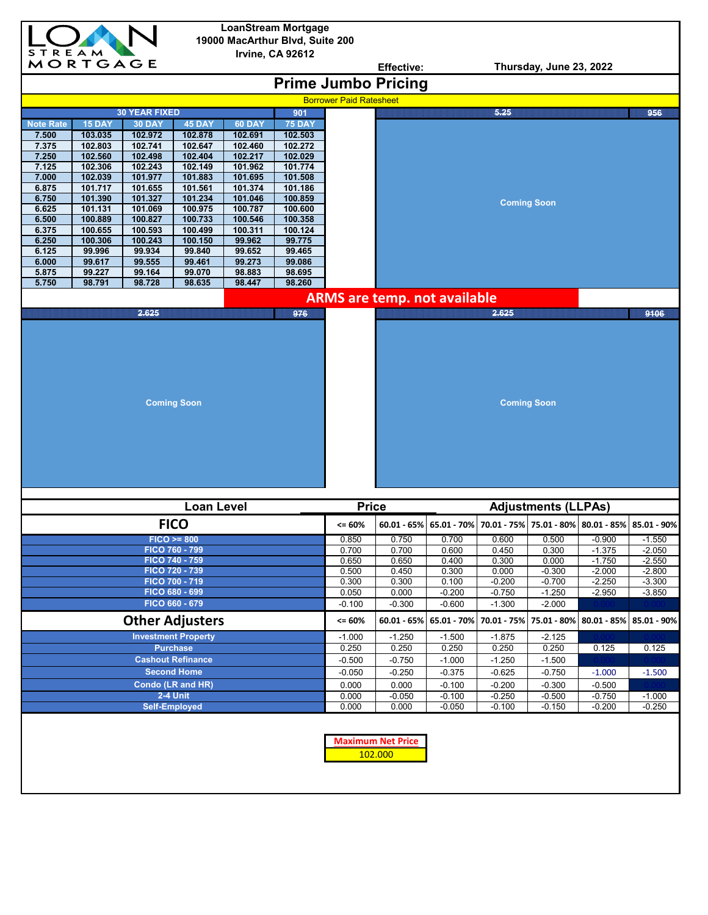LoanStream Mortgage
19000 MacArthur Blvd, Suite 200
Irvine, CA 92612

Effective: Thursday, June 23, 2022

# Prime Jumbo Pricing

Borrower Paid Ratesheet

| 30 YEAR FIXED | | | | | 901 |
|---|---|---|---|---|---|
| Note Rate | 15 DAY | 30 DAY | 45 DAY | 60 DAY | 75 DAY |
| 7.500 | 103.035 | 102.972 | 102.878 | 102.691 | 102.503 |
| 7.375 | 102.803 | 102.741 | 102.647 | 102.460 | 102.272 |
| 7.250 | 102.560 | 102.498 | 102.404 | 102.217 | 102.029 |
| 7.125 | 102.306 | 102.243 | 102.149 | 101.962 | 101.774 |
| 7.000 | 102.039 | 101.977 | 101.883 | 101.695 | 101.508 |
| 6.875 | 101.717 | 101.655 | 101.561 | 101.374 | 101.186 |
| 6.750 | 101.390 | 101.327 | 101.234 | 101.046 | 100.859 |
| 6.625 | 101.131 | 101.069 | 100.975 | 100.787 | 100.600 |
| 6.500 | 100.889 | 100.827 | 100.733 | 100.546 | 100.358 |
| 6.375 | 100.655 | 100.593 | 100.499 | 100.311 | 100.124 |
| 6.250 | 100.306 | 100.243 | 100.150 | 99.962 | 99.775 |
| 6.125 | 99.996 | 99.934 | 99.840 | 99.652 | 99.465 |
| 6.000 | 99.617 | 99.555 | 99.461 | 99.273 | 99.086 |
| 5.875 | 99.227 | 99.164 | 99.070 | 98.883 | 98.695 |
| 5.750 | 98.791 | 98.728 | 98.635 | 98.447 | 98.260 |

5.25 — 956

Coming Soon

**ARMS are temp. not available**

2.625 — 976

Coming Soon

2.625 — 9106

Coming Soon

## Loan Level Price Adjustments (LLPAs)

| FICO | <= 60% | 60.01 - 65% | 65.01 - 70% | 70.01 - 75% | 75.01 - 80% | 80.01 - 85% | 85.01 - 90% |
|---|---|---|---|---|---|---|---|
| FICO >= 800 | 0.850 | 0.750 | 0.700 | 0.600 | 0.500 | -0.900 | -1.550 |
| FICO 760 - 799 | 0.700 | 0.700 | 0.600 | 0.450 | 0.300 | -1.375 | -2.050 |
| FICO 740 - 759 | 0.650 | 0.650 | 0.400 | 0.300 | 0.000 | -1.750 | -2.550 |
| FICO 720 - 739 | 0.500 | 0.450 | 0.300 | 0.000 | -0.300 | -2.000 | -2.800 |
| FICO 700 - 719 | 0.300 | 0.300 | 0.100 | -0.200 | -0.700 | -2.250 | -3.300 |
| FICO 680 - 699 | 0.050 | 0.000 | -0.200 | -0.750 | -1.250 | -2.950 | -3.850 |
| FICO 660 - 679 | -0.100 | -0.300 | -0.600 | -1.300 | -2.000 | 0.000 | 0.000 |

| Other Adjusters | <= 60% | 60.01 - 65% | 65.01 - 70% | 70.01 - 75% | 75.01 - 80% | 80.01 - 85% | 85.01 - 90% |
|---|---|---|---|---|---|---|---|
| Investment Property | -1.000 | -1.250 | -1.500 | -1.875 | -2.125 | 0.000 | 0.000 |
| Purchase | 0.250 | 0.250 | 0.250 | 0.250 | 0.250 | 0.125 | 0.125 |
| Cashout Refinance | -0.500 | -0.750 | -1.000 | -1.250 | -1.500 | 0.000 | 0.000 |
| Second Home | -0.050 | -0.250 | -0.375 | -0.625 | -0.750 | -1.000 | -1.500 |
| Condo (LR and HR) | 0.000 | 0.000 | -0.100 | -0.200 | -0.300 | -0.500 | 0.000 |
| 2-4 Unit | 0.000 | -0.050 | -0.100 | -0.250 | -0.500 | -0.750 | -1.000 |
| Self-Employed | 0.000 | 0.000 | -0.050 | -0.100 | -0.150 | -0.200 | -0.250 |

| Maximum Net Price |
|---|
| 102.000 |